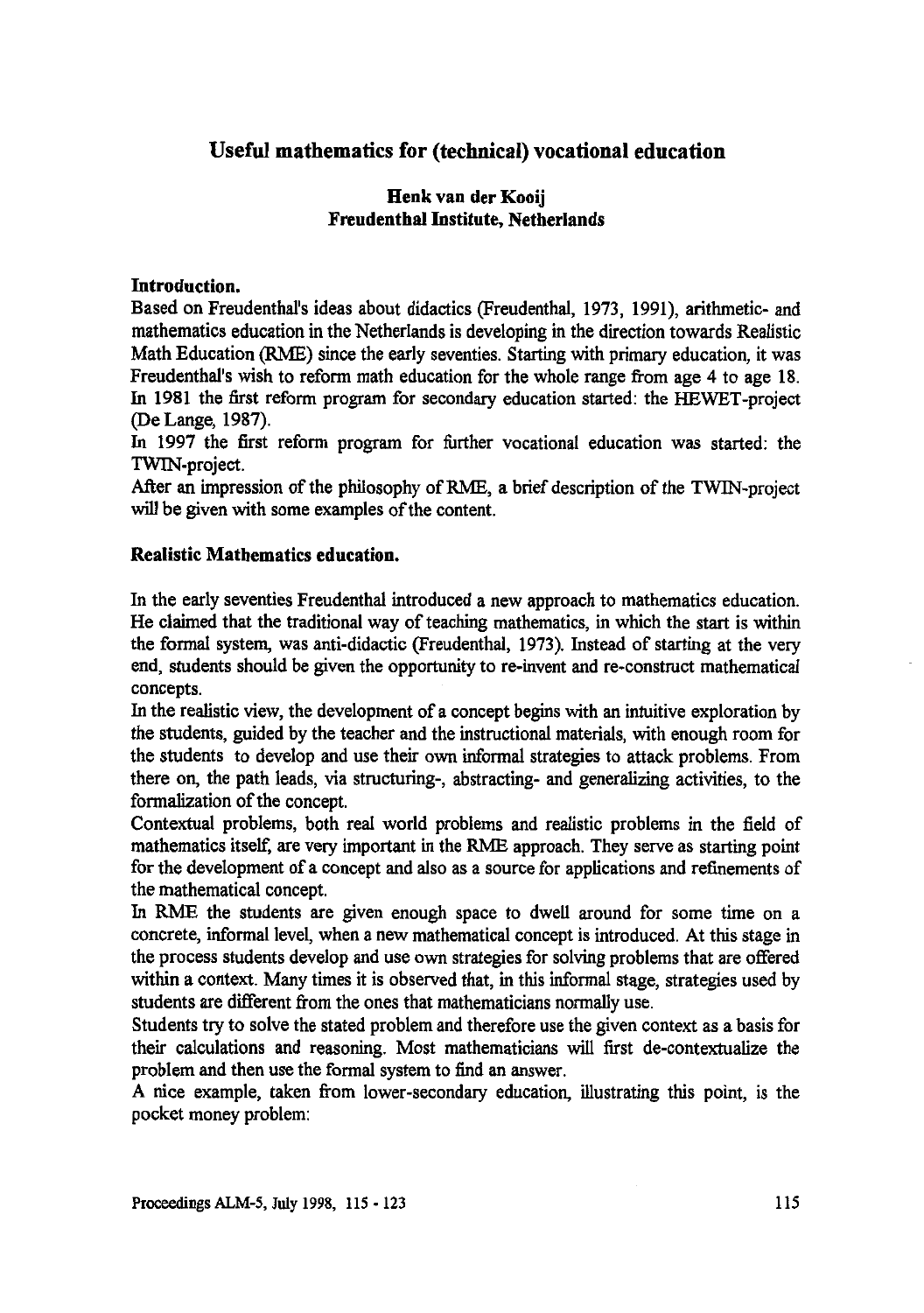# Useful mathematics for (technical) vocational education

**Henk van der Kooij**
**Freudenthal Institute, Netherlands**

## Introduction.

Based on Freudenthal's ideas about didactics (Freudenthal, 1973, 1991), arithmetic- and mathematics education in the Netherlands is developing in the direction towards Realistic Math Education (RME) since the early seventies. Starting with primary education, it was Freudenthal's wish to reform math education for the whole range from age 4 to age 18. In 1981 the first reform program for secondary education started: the HEWET-project (De Lange, 1987).

In 1997 the first reform program for further vocational education was started: the TWIN-project.

After an impression of the philosophy of RME, a brief description of the TWIN-project will be given with some examples of the content.

## Realistic Mathematics education.

In the early seventies Freudenthal introduced a new approach to mathematics education. He claimed that the traditional way of teaching mathematics, in which the start is within the formal system, was anti-didactic (Freudenthal, 1973). Instead of starting at the very end, students should be given the opportunity to re-invent and re-construct mathematical concepts.

In the realistic view, the development of a concept begins with an intuitive exploration by the students, guided by the teacher and the instructional materials, with enough room for the students to develop and use their own informal strategies to attack problems. From there on, the path leads, via structuring-, abstracting- and generalizing activities, to the formalization of the concept.

Contextual problems, both real world problems and realistic problems in the field of mathematics itself, are very important in the RME approach. They serve as starting point for the development of a concept and also as a source for applications and refinements of the mathematical concept.

In RME the students are given enough space to dwell around for some time on a concrete, informal level, when a new mathematical concept is introduced. At this stage in the process students develop and use own strategies for solving problems that are offered within a context. Many times it is observed that, in this informal stage, strategies used by students are different from the ones that mathematicians normally use.

Students try to solve the stated problem and therefore use the given context as a basis for their calculations and reasoning. Most mathematicians will first de-contextualize the problem and then use the formal system to find an answer.

A nice example, taken from lower-secondary education, illustrating this point, is the pocket money problem: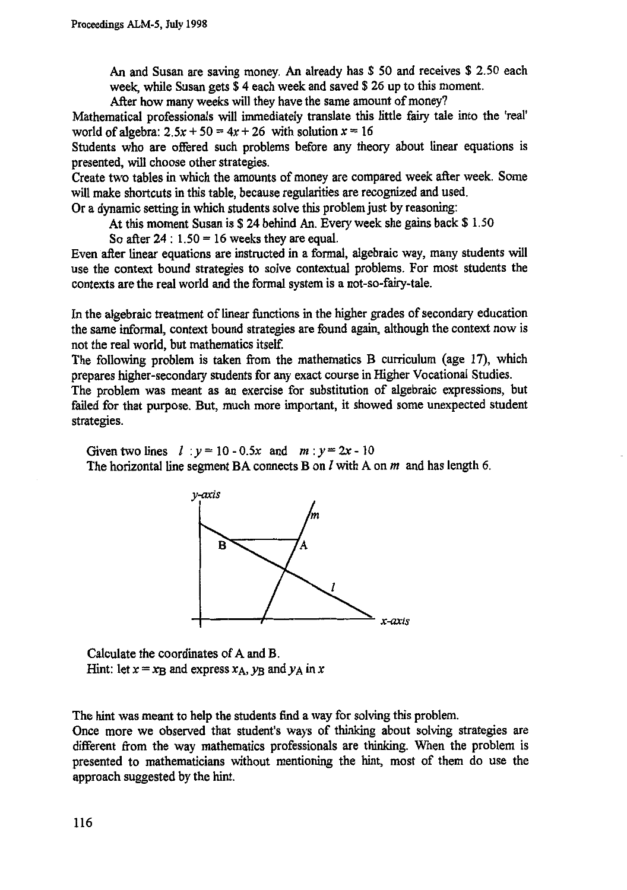An and Susan are saving money. An already has $ 50 and receives $ 2.50 each week, while Susan gets $ 4 each week and saved $ 26 up to this moment.

After how many weeks will they have the same amount of money?

Mathematical professionals will immediately translate this little fairy tale into the 'real' world of algebra: $2.5x + 50 = 4x + 26$ with solution $x = 16$

Students who are offered such problems before any theory about linear equations is presented, will choose other strategies.

Create two tables in which the amounts of money are compared week after week. Some will make shortcuts in this table, because regularities are recognized and used.

Or a dynamic setting in which students solve this problem just by reasoning:

At this moment Susan is $ 24 behind An. Every week she gains back $ 1.50

So after $24 : 1.50 = 16$ weeks they are equal.

Even after linear equations are instructed in a formal, algebraic way, many students will use the context bound strategies to solve contextual problems. For most students the contexts are the real world and the formal system is a not-so-fairy-tale.

In the algebraic treatment of linear functions in the higher grades of secondary education the same informal, context bound strategies are found again, although the context now is not the real world, but mathematics itself.

The following problem is taken from the mathematics B curriculum (age 17), which prepares higher-secondary students for any exact course in Higher Vocational Studies.

The problem was meant as an exercise for substitution of algebraic expressions, but failed for that purpose. But, much more important, it showed some unexpected student strategies.

Given two lines $l : y = 10 - 0.5x$ and $m : y = 2x - 10$

The horizontal line segment BA connects B on $l$ with A on $m$ and has length 6.

Calculate the coordinates of A and B.

Hint: let $x = x_B$ and express $x_A$, $y_B$ and $y_A$ in $x$

The hint was meant to help the students find a way for solving this problem.

Once more we observed that student's ways of thinking about solving strategies are different from the way mathematics professionals are thinking. When the problem is presented to mathematicians without mentioning the hint, most of them do use the approach suggested by the hint.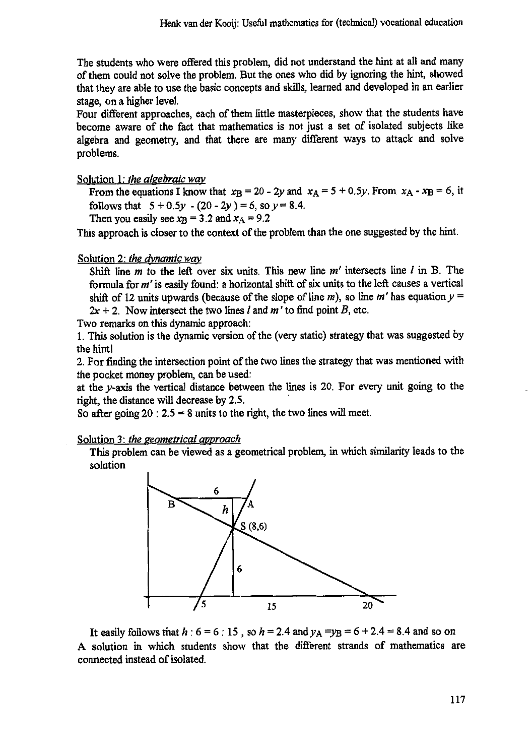The students who were offered this problem, did not understand the hint at all and many of them could not solve the problem. But the ones who did by ignoring the hint, showed that they are able to use the basic concepts and skills, learned and developed in an earlier stage, on a higher level.

Four different approaches, each of them little masterpieces, show that the students have become aware of the fact that mathematics is not just a set of isolated subjects like algebra and geometry, and that there are many different ways to attack and solve problems.

Solution 1: *the algebraic way*

From the equations I know that $x_B = 20 - 2y$ and $x_A = 5 + 0.5y$. From $x_A - x_B = 6$, it follows that $5 + 0.5y - (20 - 2y) = 6$, so $y = 8.4$.

Then you easily see $x_B = 3.2$ and $x_A = 9.2$

This approach is closer to the context of the problem than the one suggested by the hint.

Solution 2: *the dynamic way*

Shift line $m$ to the left over six units. This new line $m'$ intersects line $l$ in B. The formula for $m'$ is easily found: a horizontal shift of six units to the left causes a vertical shift of 12 units upwards (because of the slope of line $m$), so line $m'$ has equation $y = 2x + 2$. Now intersect the two lines $l$ and $m'$ to find point $B$, etc.

Two remarks on this dynamic approach:

1. This solution is the dynamic version of the (very static) strategy that was suggested by the hint!
2. For finding the intersection point of the two lines the strategy that was mentioned with the pocket money problem, can be used:

at the $y$-axis the vertical distance between the lines is 20. For every unit going to the right, the distance will decrease by 2.5.

So after going 20 : 2.5 = 8 units to the right, the two lines will meet.

Solution 3: *the geometrical approach*

This problem can be viewed as a geometrical problem, in which similarity leads to the solution

It easily follows that $h : 6 = 6 : 15$, so $h = 2.4$ and $y_A = y_B = 6 + 2.4 = 8.4$ and so on

A solution in which students show that the different strands of mathematics are connected instead of isolated.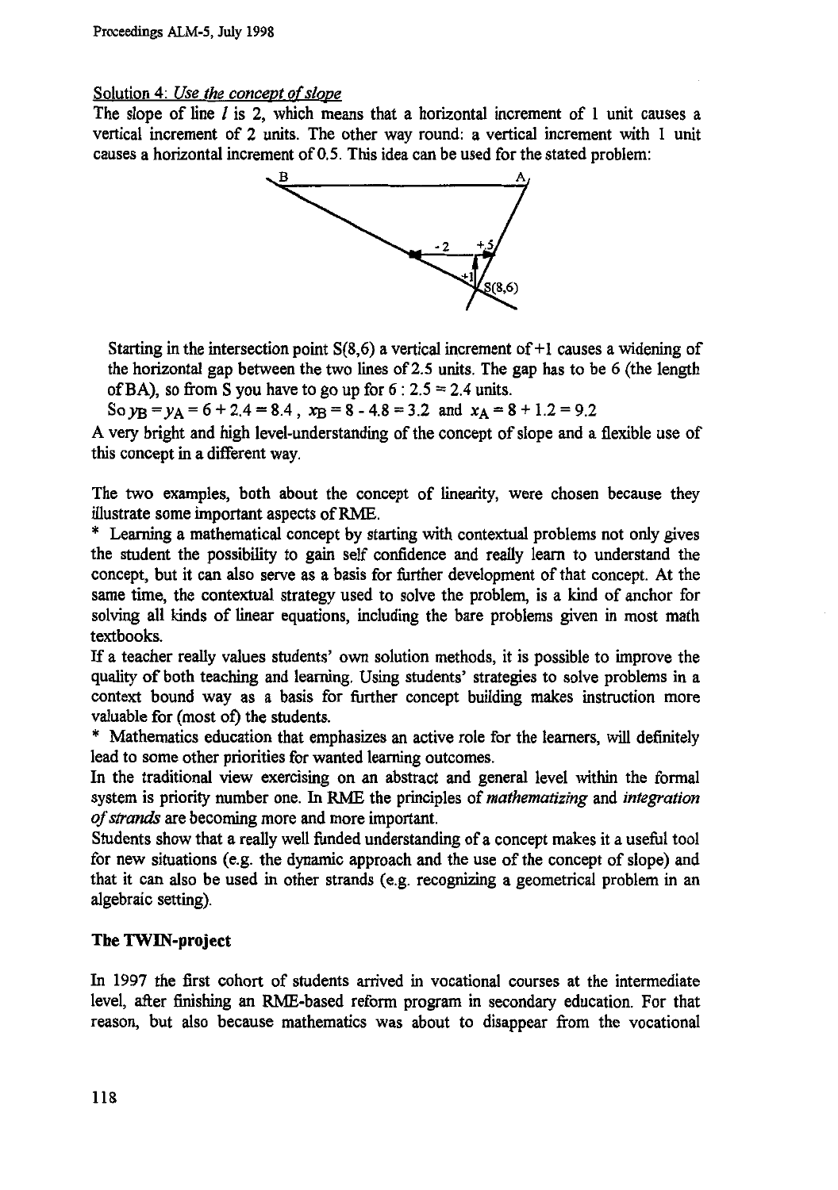Solution 4: *Use the concept of slope*

The slope of line $l$ is 2, which means that a horizontal increment of 1 unit causes a vertical increment of 2 units. The other way round: a vertical increment with 1 unit causes a horizontal increment of 0.5. This idea can be used for the stated problem:

Starting in the intersection point S(8,6) a vertical increment of +1 causes a widening of the horizontal gap between the two lines of 2.5 units. The gap has to be 6 (the length of BA), so from S you have to go up for $6 : 2.5 = 2.4$ units.

So $y_B = y_A = 6 + 2.4 = 8.4$ , $x_B = 8 - 4.8 = 3.2$ and $x_A = 8 + 1.2 = 9.2$

A very bright and high level-understanding of the concept of slope and a flexible use of this concept in a different way.

The two examples, both about the concept of linearity, were chosen because they illustrate some important aspects of RME.

* Learning a mathematical concept by starting with contextual problems not only gives the student the possibility to gain self confidence and really learn to understand the concept, but it can also serve as a basis for further development of that concept. At the same time, the contextual strategy used to solve the problem, is a kind of anchor for solving all kinds of linear equations, including the bare problems given in most math textbooks.

If a teacher really values students' own solution methods, it is possible to improve the quality of both teaching and learning. Using students' strategies to solve problems in a context bound way as a basis for further concept building makes instruction more valuable for (most of) the students.

* Mathematics education that emphasizes an active role for the learners, will definitely lead to some other priorities for wanted learning outcomes.

In the traditional view exercising on an abstract and general level within the formal system is priority number one. In RME the principles of *mathematizing* and *integration of strands* are becoming more and more important.

Students show that a really well funded understanding of a concept makes it a useful tool for new situations (e.g. the dynamic approach and the use of the concept of slope) and that it can also be used in other strands (e.g. recognizing a geometrical problem in an algebraic setting).

## The TWIN-project

In 1997 the first cohort of students arrived in vocational courses at the intermediate level, after finishing an RME-based reform program in secondary education. For that reason, but also because mathematics was about to disappear from the vocational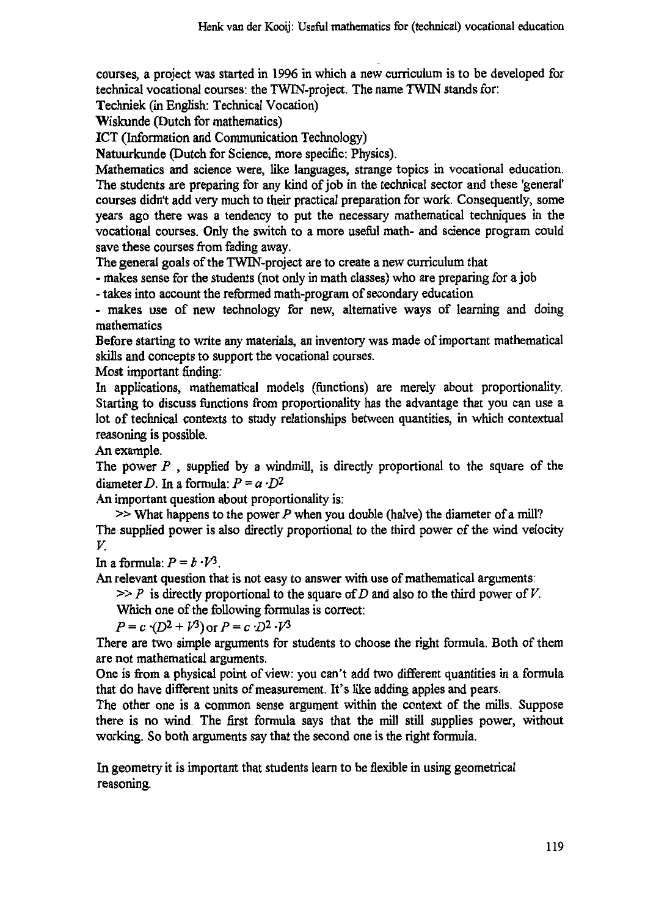courses, a project was started in 1996 in which a new curriculum is to be developed for technical vocational courses: the TWIN-project. The name TWIN stands for:

Techniek (in English: Technical Vocation)

Wiskunde (Dutch for mathematics)

ICT (Information and Communication Technology)

Natuurkunde (Dutch for Science, more specific: Physics).

Mathematics and science were, like languages, strange topics in vocational education. The students are preparing for any kind of job in the technical sector and these 'general' courses didn't add very much to their practical preparation for work. Consequently, some years ago there was a tendency to put the necessary mathematical techniques in the vocational courses. Only the switch to a more useful math- and science program could save these courses from fading away.

The general goals of the TWIN-project are to create a new curriculum that

- makes sense for the students (not only in math classes) who are preparing for a job
- takes into account the reformed math-program of secondary education
- makes use of new technology for new, alternative ways of learning and doing mathematics

Before starting to write any materials, an inventory was made of important mathematical skills and concepts to support the vocational courses.

Most important finding:

In applications, mathematical models (functions) are merely about proportionality. Starting to discuss functions from proportionality has the advantage that you can use a lot of technical contexts to study relationships between quantities, in which contextual reasoning is possible.

An example.

The power $P$ , supplied by a windmill, is directly proportional to the square of the diameter $D$. In a formula: $P = a \cdot D^2$

An important question about proportionality is:

>> What happens to the power $P$ when you double (halve) the diameter of a mill?

The supplied power is also directly proportional to the third power of the wind velocity $V$.

In a formula: $P = b \cdot V^3$.

An relevant question that is not easy to answer with use of mathematical arguments:

>> $P$ is directly proportional to the square of $D$ and also to the third power of $V$. Which one of the following formulas is correct:

$P = c \cdot (D^2 + V^3)$ or $P = c \cdot D^2 \cdot V^3$

There are two simple arguments for students to choose the right formula. Both of them are not mathematical arguments.

One is from a physical point of view: you can't add two different quantities in a formula that do have different units of measurement. It's like adding apples and pears.

The other one is a common sense argument within the context of the mills. Suppose there is no wind. The first formula says that the mill still supplies power, without working. So both arguments say that the second one is the right formula.

In geometry it is important that students learn to be flexible in using geometrical reasoning.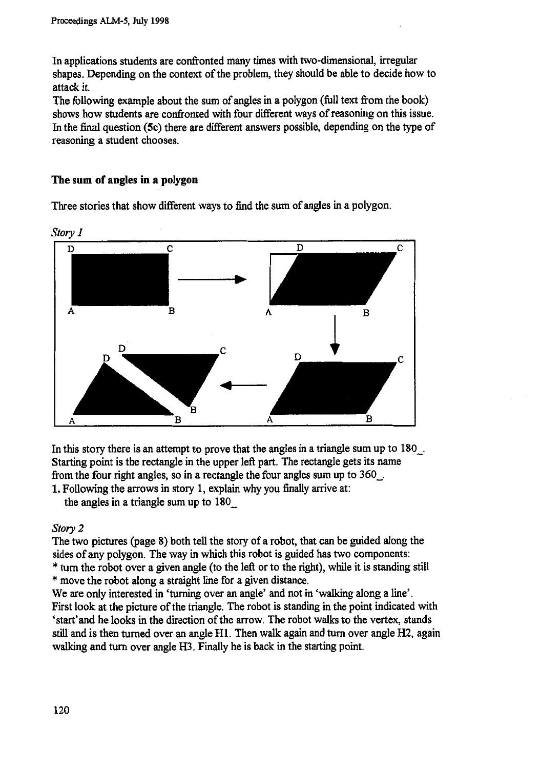In applications students are confronted many times with two-dimensional, irregular shapes. Depending on the context of the problem, they should be able to decide how to attack it.
The following example about the sum of angles in a polygon (full text from the book) shows how students are confronted with four different ways of reasoning on this issue. In the final question (**5c**) there are different answers possible, depending on the type of reasoning a student chooses.

### The sum of angles in a polygon

Three stories that show different ways to find the sum of angles in a polygon.

*Story 1*

In this story there is an attempt to prove that the angles in a triangle sum up to 180_.
Starting point is the rectangle in the upper left part. The rectangle gets its name from the four right angles, so in a rectangle the four angles sum up to 360_.

**1.** Following the arrows in story 1, explain why you finally arrive at:
the angles in a triangle sum up to 180_

*Story 2*

The two pictures (page 8) both tell the story of a robot, that can be guided along the sides of any polygon. The way in which this robot is guided has two components:

* turn the robot over a given angle (to the left or to the right), while it is standing still
* move the robot along a straight line for a given distance.

We are only interested in 'turning over an angle' and not in 'walking along a line'.
First look at the picture of the triangle. The robot is standing in the point indicated with 'start' and he looks in the direction of the arrow. The robot walks to the vertex, stands still and is then turned over an angle H1. Then walk again and turn over angle H2, again walking and turn over angle H3. Finally he is back in the starting point.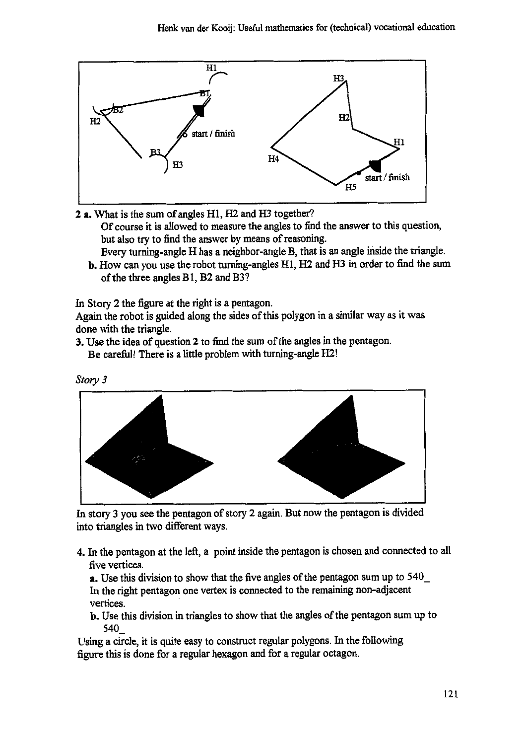**2 a.** What is the sum of angles H1, H2 and H3 together?

Of course it is allowed to measure the angles to find the answer to this question, but also try to find the answer by means of reasoning.

Every turning-angle H has a neighbor-angle B, that is an angle inside the triangle.

**b.** How can you use the robot turning-angles H1, H2 and H3 in order to find the sum of the three angles B1, B2 and B3?

In Story 2 the figure at the right is a pentagon.

Again the robot is guided along the sides of this polygon in a similar way as it was done with the triangle.

**3.** Use the idea of question **2** to find the sum of the angles in the pentagon.

Be careful! There is a little problem with turning-angle H2!

*Story 3*

In story 3 you see the pentagon of story 2 again. But now the pentagon is divided into triangles in two different ways.

**4.** In the pentagon at the left, a point inside the pentagon is chosen and connected to all five vertices.

**a.** Use this division to show that the five angles of the pentagon sum up to 540_

In the right pentagon one vertex is connected to the remaining non-adjacent vertices.

**b.** Use this division in triangles to show that the angles of the pentagon sum up to 540_

Using a circle, it is quite easy to construct regular polygons. In the following figure this is done for a regular hexagon and for a regular octagon.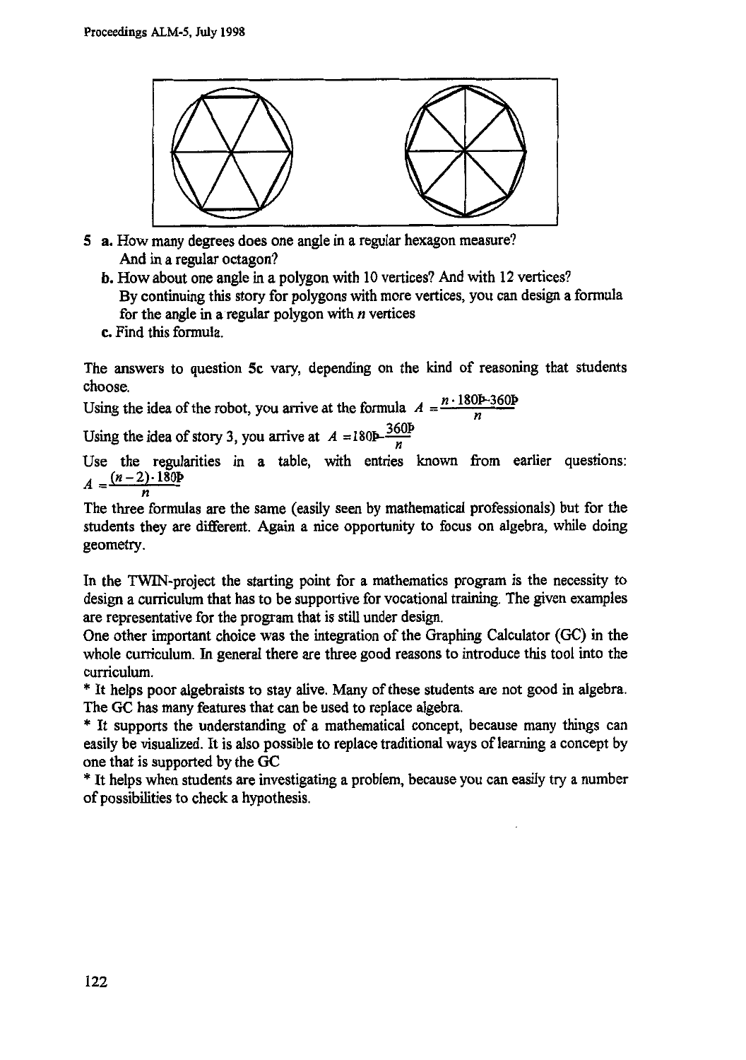5 **a.** How many degrees does one angle in a regular hexagon measure?
And in a regular octagon?

**b.** How about one angle in a polygon with 10 vertices? And with 12 vertices?
By continuing this story for polygons with more vertices, you can design a formula for the angle in a regular polygon with $n$ vertices

**c.** Find this formula.

The answers to question 5c vary, depending on the kind of reasoning that students choose.

Using the idea of the robot, you arrive at the formula $A = \frac{n \cdot 180° - 360°}{n}$

Using the idea of story 3, you arrive at $A = 180° - \frac{360°}{n}$

Use the regularities in a table, with entries known from earlier questions: $A = \frac{(n-2) \cdot 180°}{n}$

The three formulas are the same (easily seen by mathematical professionals) but for the students they are different. Again a nice opportunity to focus on algebra, while doing geometry.

In the TWIN-project the starting point for a mathematics program is the necessity to design a curriculum that has to be supportive for vocational training. The given examples are representative for the program that is still under design.

One other important choice was the integration of the Graphing Calculator (GC) in the whole curriculum. In general there are three good reasons to introduce this tool into the curriculum.

* It helps poor algebraists to stay alive. Many of these students are not good in algebra. The GC has many features that can be used to replace algebra.
* It supports the understanding of a mathematical concept, because many things can easily be visualized. It is also possible to replace traditional ways of learning a concept by one that is supported by the GC
* It helps when students are investigating a problem, because you can easily try a number of possibilities to check a hypothesis.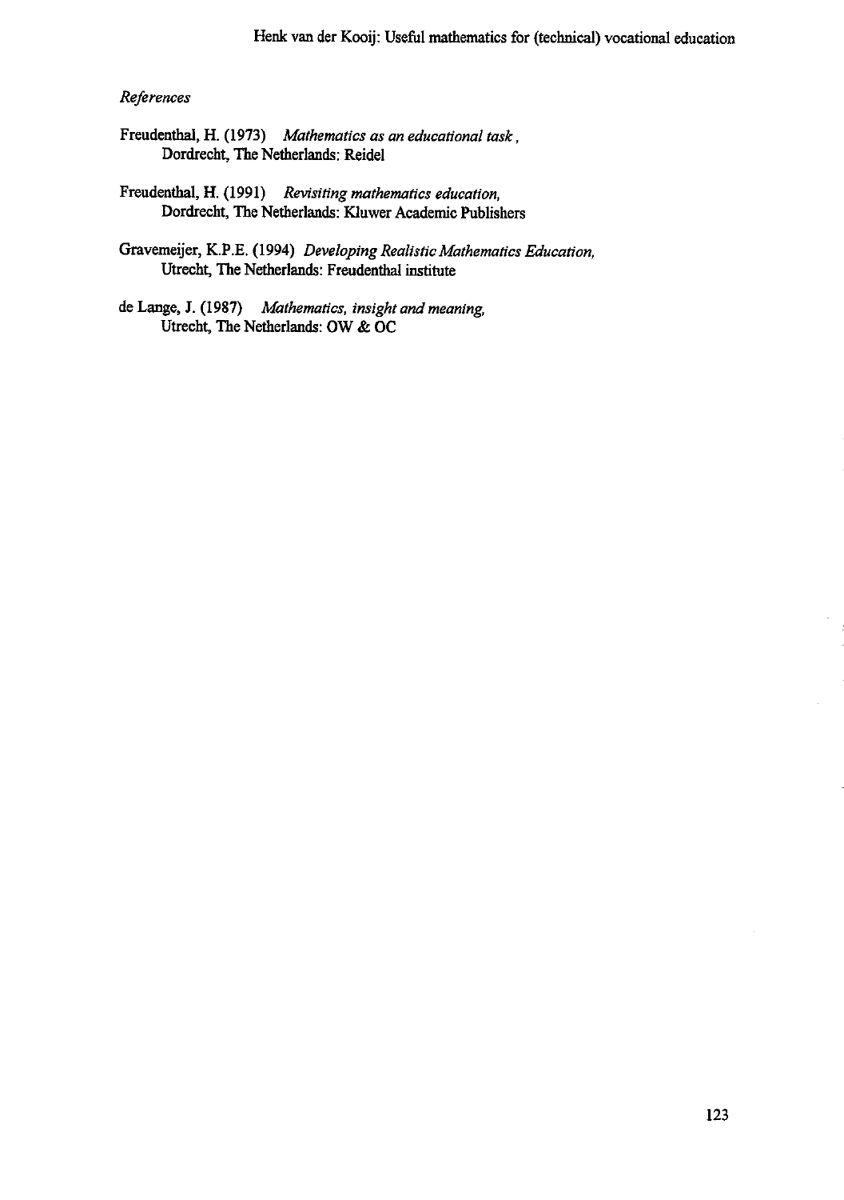*References*

Freudenthal, H. (1973) *Mathematics as an educational task*, Dordrecht, The Netherlands: Reidel

Freudenthal, H. (1991) *Revisiting mathematics education*, Dordrecht, The Netherlands: Kluwer Academic Publishers

Gravemeijer, K.P.E. (1994) *Developing Realistic Mathematics Education*, Utrecht, The Netherlands: Freudenthal institute

de Lange, J. (1987) *Mathematics, insight and meaning*, Utrecht, The Netherlands: OW & OC